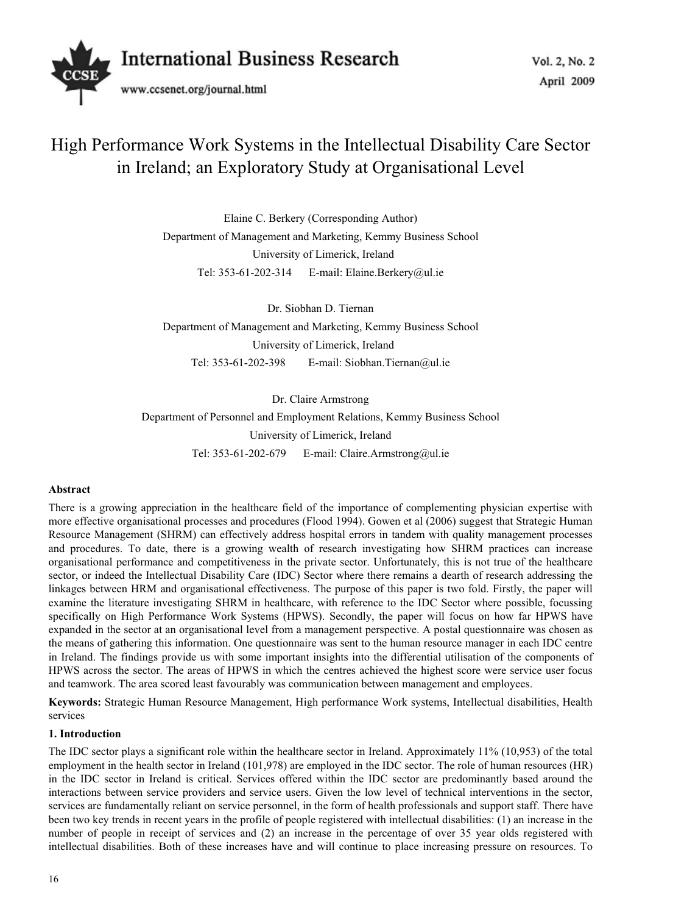# High Performance Work Systems in the Intellectual Disability Care Sector in Ireland; an Exploratory Study at Organisational Level

Elaine C. Berkery (Corresponding Author)
Department of Management and Marketing, Kemmy Business School
University of Limerick, Ireland
Tel: 353-61-202-314 E-mail: Elaine.Berkery@ul.ie

Dr. Siobhan D. Tiernan
Department of Management and Marketing, Kemmy Business School
University of Limerick, Ireland
Tel: 353-61-202-398 E-mail: Siobhan.Tiernan@ul.ie

Dr. Claire Armstrong
Department of Personnel and Employment Relations, Kemmy Business School
University of Limerick, Ireland
Tel: 353-61-202-679 E-mail: Claire.Armstrong@ul.ie

**Abstract**

There is a growing appreciation in the healthcare field of the importance of complementing physician expertise with more effective organisational processes and procedures (Flood 1994). Gowen et al (2006) suggest that Strategic Human Resource Management (SHRM) can effectively address hospital errors in tandem with quality management processes and procedures. To date, there is a growing wealth of research investigating how SHRM practices can increase organisational performance and competitiveness in the private sector. Unfortunately, this is not true of the healthcare sector, or indeed the Intellectual Disability Care (IDC) Sector where there remains a dearth of research addressing the linkages between HRM and organisational effectiveness. The purpose of this paper is two fold. Firstly, the paper will examine the literature investigating SHRM in healthcare, with reference to the IDC Sector where possible, focussing specifically on High Performance Work Systems (HPWS). Secondly, the paper will focus on how far HPWS have expanded in the sector at an organisational level from a management perspective. A postal questionnaire was chosen as the means of gathering this information. One questionnaire was sent to the human resource manager in each IDC centre in Ireland. The findings provide us with some important insights into the differential utilisation of the components of HPWS across the sector. The areas of HPWS in which the centres achieved the highest score were service user focus and teamwork. The area scored least favourably was communication between management and employees.

**Keywords:** Strategic Human Resource Management, High performance Work systems, Intellectual disabilities, Health services

## 1. Introduction

The IDC sector plays a significant role within the healthcare sector in Ireland. Approximately 11% (10,953) of the total employment in the health sector in Ireland (101,978) are employed in the IDC sector. The role of human resources (HR) in the IDC sector in Ireland is critical. Services offered within the IDC sector are predominantly based around the interactions between service providers and service users. Given the low level of technical interventions in the sector, services are fundamentally reliant on service personnel, in the form of health professionals and support staff. There have been two key trends in recent years in the profile of people registered with intellectual disabilities: (1) an increase in the number of people in receipt of services and (2) an increase in the percentage of over 35 year olds registered with intellectual disabilities. Both of these increases have and will continue to place increasing pressure on resources. To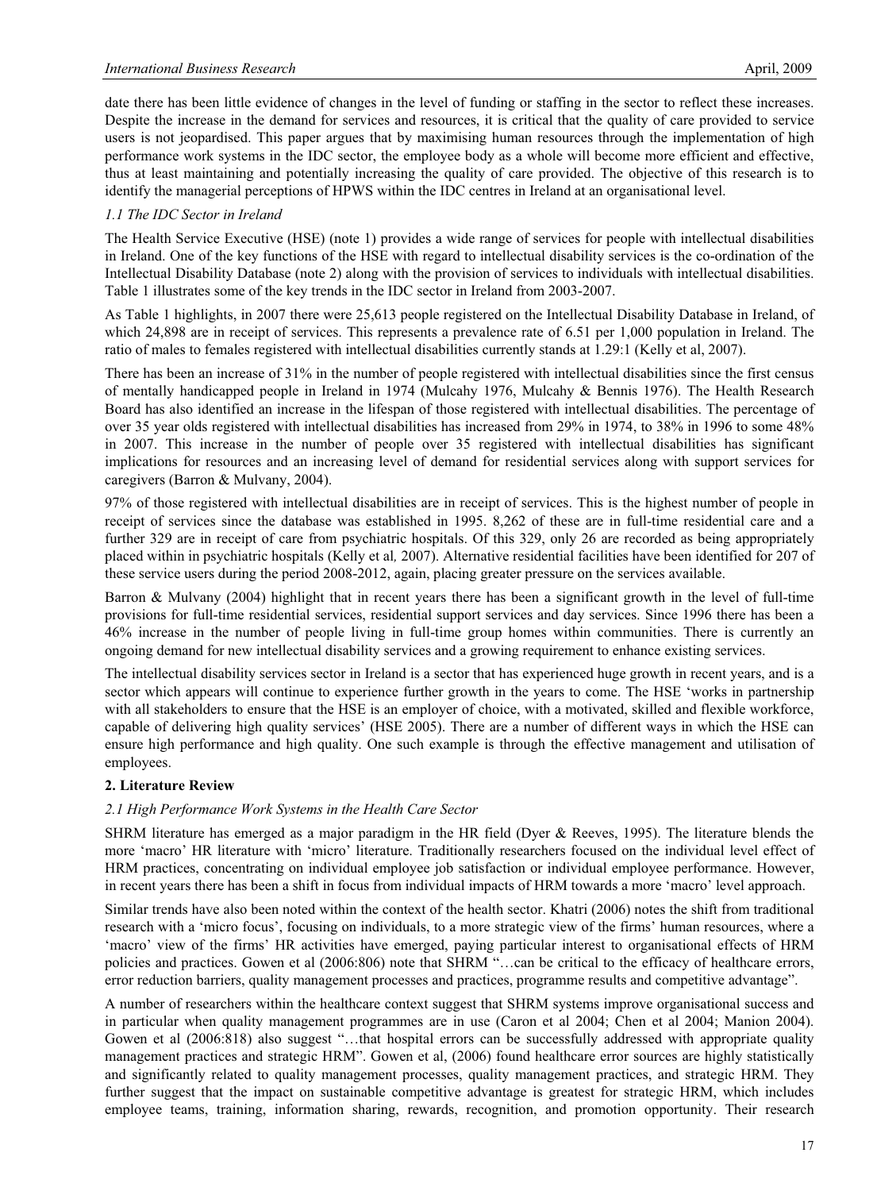date there has been little evidence of changes in the level of funding or staffing in the sector to reflect these increases. Despite the increase in the demand for services and resources, it is critical that the quality of care provided to service users is not jeopardised. This paper argues that by maximising human resources through the implementation of high performance work systems in the IDC sector, the employee body as a whole will become more efficient and effective, thus at least maintaining and potentially increasing the quality of care provided. The objective of this research is to identify the managerial perceptions of HPWS within the IDC centres in Ireland at an organisational level.

### *1.1 The IDC Sector in Ireland*

The Health Service Executive (HSE) (note 1) provides a wide range of services for people with intellectual disabilities in Ireland. One of the key functions of the HSE with regard to intellectual disability services is the co-ordination of the Intellectual Disability Database (note 2) along with the provision of services to individuals with intellectual disabilities. Table 1 illustrates some of the key trends in the IDC sector in Ireland from 2003-2007.

As Table 1 highlights, in 2007 there were 25,613 people registered on the Intellectual Disability Database in Ireland, of which 24,898 are in receipt of services. This represents a prevalence rate of 6.51 per 1,000 population in Ireland. The ratio of males to females registered with intellectual disabilities currently stands at 1.29:1 (Kelly et al, 2007).

There has been an increase of 31% in the number of people registered with intellectual disabilities since the first census of mentally handicapped people in Ireland in 1974 (Mulcahy 1976, Mulcahy & Bennis 1976). The Health Research Board has also identified an increase in the lifespan of those registered with intellectual disabilities. The percentage of over 35 year olds registered with intellectual disabilities has increased from 29% in 1974, to 38% in 1996 to some 48% in 2007. This increase in the number of people over 35 registered with intellectual disabilities has significant implications for resources and an increasing level of demand for residential services along with support services for caregivers (Barron & Mulvany, 2004).

97% of those registered with intellectual disabilities are in receipt of services. This is the highest number of people in receipt of services since the database was established in 1995. 8,262 of these are in full-time residential care and a further 329 are in receipt of care from psychiatric hospitals. Of this 329, only 26 are recorded as being appropriately placed within in psychiatric hospitals (Kelly et al*,* 2007). Alternative residential facilities have been identified for 207 of these service users during the period 2008-2012, again, placing greater pressure on the services available.

Barron & Mulvany (2004) highlight that in recent years there has been a significant growth in the level of full-time provisions for full-time residential services, residential support services and day services. Since 1996 there has been a 46% increase in the number of people living in full-time group homes within communities. There is currently an ongoing demand for new intellectual disability services and a growing requirement to enhance existing services.

The intellectual disability services sector in Ireland is a sector that has experienced huge growth in recent years, and is a sector which appears will continue to experience further growth in the years to come. The HSE 'works in partnership with all stakeholders to ensure that the HSE is an employer of choice, with a motivated, skilled and flexible workforce, capable of delivering high quality services' (HSE 2005). There are a number of different ways in which the HSE can ensure high performance and high quality. One such example is through the effective management and utilisation of employees.

## 2. Literature Review

### *2.1 High Performance Work Systems in the Health Care Sector*

SHRM literature has emerged as a major paradigm in the HR field (Dyer & Reeves, 1995). The literature blends the more 'macro' HR literature with 'micro' literature. Traditionally researchers focused on the individual level effect of HRM practices, concentrating on individual employee job satisfaction or individual employee performance. However, in recent years there has been a shift in focus from individual impacts of HRM towards a more 'macro' level approach.

Similar trends have also been noted within the context of the health sector. Khatri (2006) notes the shift from traditional research with a 'micro focus', focusing on individuals, to a more strategic view of the firms' human resources, where a 'macro' view of the firms' HR activities have emerged, paying particular interest to organisational effects of HRM policies and practices. Gowen et al (2006:806) note that SHRM "…can be critical to the efficacy of healthcare errors, error reduction barriers, quality management processes and practices, programme results and competitive advantage".

A number of researchers within the healthcare context suggest that SHRM systems improve organisational success and in particular when quality management programmes are in use (Caron et al 2004; Chen et al 2004; Manion 2004). Gowen et al (2006:818) also suggest "…that hospital errors can be successfully addressed with appropriate quality management practices and strategic HRM". Gowen et al, (2006) found healthcare error sources are highly statistically and significantly related to quality management processes, quality management practices, and strategic HRM. They further suggest that the impact on sustainable competitive advantage is greatest for strategic HRM, which includes employee teams, training, information sharing, rewards, recognition, and promotion opportunity. Their research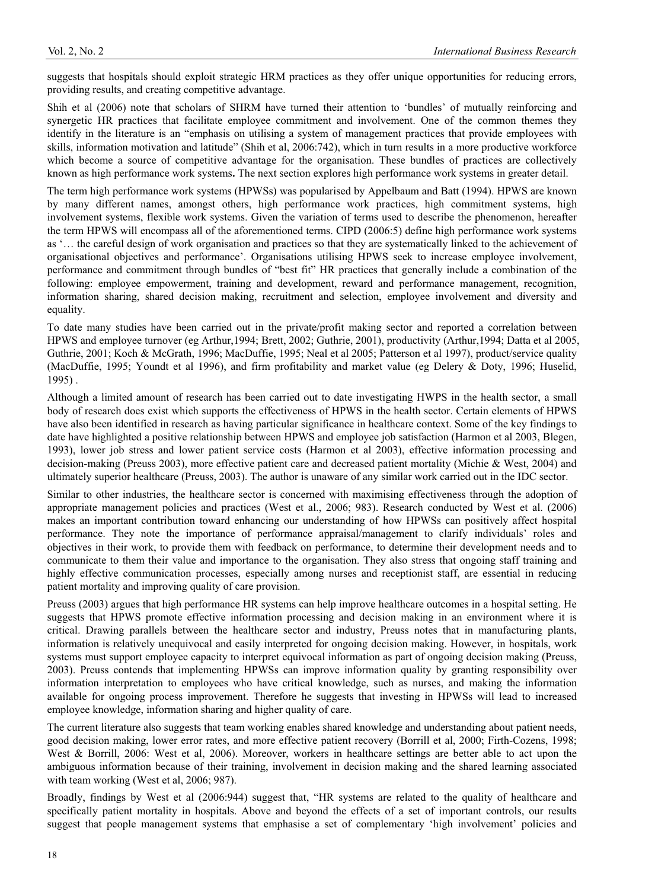suggests that hospitals should exploit strategic HRM practices as they offer unique opportunities for reducing errors, providing results, and creating competitive advantage.

Shih et al (2006) note that scholars of SHRM have turned their attention to 'bundles' of mutually reinforcing and synergetic HR practices that facilitate employee commitment and involvement. One of the common themes they identify in the literature is an "emphasis on utilising a system of management practices that provide employees with skills, information motivation and latitude" (Shih et al, 2006:742), which in turn results in a more productive workforce which become a source of competitive advantage for the organisation. These bundles of practices are collectively known as high performance work systems**.** The next section explores high performance work systems in greater detail.

The term high performance work systems (HPWSs) was popularised by Appelbaum and Batt (1994). HPWS are known by many different names, amongst others, high performance work practices, high commitment systems, high involvement systems, flexible work systems. Given the variation of terms used to describe the phenomenon, hereafter the term HPWS will encompass all of the aforementioned terms. CIPD (2006:5) define high performance work systems as '… the careful design of work organisation and practices so that they are systematically linked to the achievement of organisational objectives and performance'. Organisations utilising HPWS seek to increase employee involvement, performance and commitment through bundles of "best fit" HR practices that generally include a combination of the following: employee empowerment, training and development, reward and performance management, recognition, information sharing, shared decision making, recruitment and selection, employee involvement and diversity and equality.

To date many studies have been carried out in the private/profit making sector and reported a correlation between HPWS and employee turnover (eg Arthur,1994; Brett, 2002; Guthrie, 2001), productivity (Arthur,1994; Datta et al 2005, Guthrie, 2001; Koch & McGrath, 1996; MacDuffie, 1995; Neal et al 2005; Patterson et al 1997), product/service quality (MacDuffie, 1995; Youndt et al 1996), and firm profitability and market value (eg Delery & Doty, 1996; Huselid, 1995) .

Although a limited amount of research has been carried out to date investigating HWPS in the health sector, a small body of research does exist which supports the effectiveness of HPWS in the health sector. Certain elements of HPWS have also been identified in research as having particular significance in healthcare context. Some of the key findings to date have highlighted a positive relationship between HPWS and employee job satisfaction (Harmon et al 2003, Blegen, 1993), lower job stress and lower patient service costs (Harmon et al 2003), effective information processing and decision-making (Preuss 2003), more effective patient care and decreased patient mortality (Michie & West, 2004) and ultimately superior healthcare (Preuss, 2003). The author is unaware of any similar work carried out in the IDC sector.

Similar to other industries, the healthcare sector is concerned with maximising effectiveness through the adoption of appropriate management policies and practices (West et al., 2006; 983). Research conducted by West et al. (2006) makes an important contribution toward enhancing our understanding of how HPWSs can positively affect hospital performance. They note the importance of performance appraisal/management to clarify individuals' roles and objectives in their work, to provide them with feedback on performance, to determine their development needs and to communicate to them their value and importance to the organisation. They also stress that ongoing staff training and highly effective communication processes, especially among nurses and receptionist staff, are essential in reducing patient mortality and improving quality of care provision.

Preuss (2003) argues that high performance HR systems can help improve healthcare outcomes in a hospital setting. He suggests that HPWS promote effective information processing and decision making in an environment where it is critical. Drawing parallels between the healthcare sector and industry, Preuss notes that in manufacturing plants, information is relatively unequivocal and easily interpreted for ongoing decision making. However, in hospitals, work systems must support employee capacity to interpret equivocal information as part of ongoing decision making (Preuss, 2003). Preuss contends that implementing HPWSs can improve information quality by granting responsibility over information interpretation to employees who have critical knowledge, such as nurses, and making the information available for ongoing process improvement. Therefore he suggests that investing in HPWSs will lead to increased employee knowledge, information sharing and higher quality of care.

The current literature also suggests that team working enables shared knowledge and understanding about patient needs, good decision making, lower error rates, and more effective patient recovery (Borrill et al, 2000; Firth-Cozens, 1998; West & Borrill, 2006: West et al, 2006). Moreover, workers in healthcare settings are better able to act upon the ambiguous information because of their training, involvement in decision making and the shared learning associated with team working (West et al, 2006; 987).

Broadly, findings by West et al (2006:944) suggest that, "HR systems are related to the quality of healthcare and specifically patient mortality in hospitals. Above and beyond the effects of a set of important controls, our results suggest that people management systems that emphasise a set of complementary 'high involvement' policies and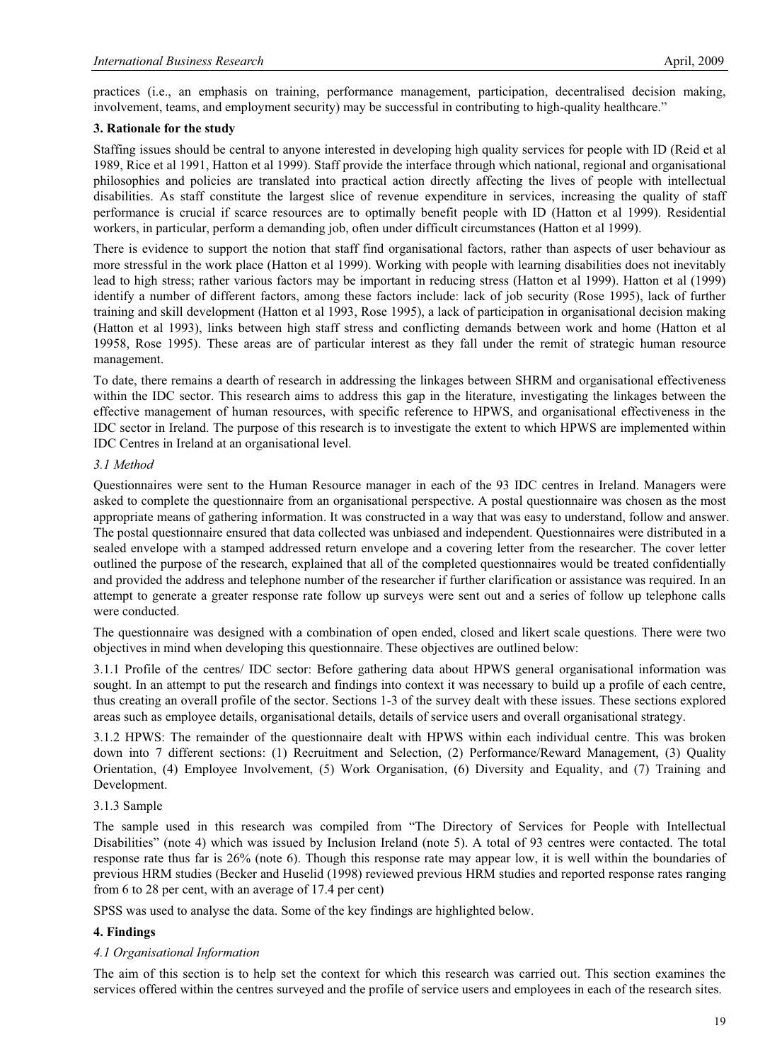practices (i.e., an emphasis on training, performance management, participation, decentralised decision making, involvement, teams, and employment security) may be successful in contributing to high-quality healthcare."

## 3. Rationale for the study

Staffing issues should be central to anyone interested in developing high quality services for people with ID (Reid et al 1989, Rice et al 1991, Hatton et al 1999). Staff provide the interface through which national, regional and organisational philosophies and policies are translated into practical action directly affecting the lives of people with intellectual disabilities. As staff constitute the largest slice of revenue expenditure in services, increasing the quality of staff performance is crucial if scarce resources are to optimally benefit people with ID (Hatton et al 1999). Residential workers, in particular, perform a demanding job, often under difficult circumstances (Hatton et al 1999).

There is evidence to support the notion that staff find organisational factors, rather than aspects of user behaviour as more stressful in the work place (Hatton et al 1999). Working with people with learning disabilities does not inevitably lead to high stress; rather various factors may be important in reducing stress (Hatton et al 1999). Hatton et al (1999) identify a number of different factors, among these factors include: lack of job security (Rose 1995), lack of further training and skill development (Hatton et al 1993, Rose 1995), a lack of participation in organisational decision making (Hatton et al 1993), links between high staff stress and conflicting demands between work and home (Hatton et al 19958, Rose 1995). These areas are of particular interest as they fall under the remit of strategic human resource management.

To date, there remains a dearth of research in addressing the linkages between SHRM and organisational effectiveness within the IDC sector. This research aims to address this gap in the literature, investigating the linkages between the effective management of human resources, with specific reference to HPWS, and organisational effectiveness in the IDC sector in Ireland. The purpose of this research is to investigate the extent to which HPWS are implemented within IDC Centres in Ireland at an organisational level.

### *3.1 Method*

Questionnaires were sent to the Human Resource manager in each of the 93 IDC centres in Ireland. Managers were asked to complete the questionnaire from an organisational perspective. A postal questionnaire was chosen as the most appropriate means of gathering information. It was constructed in a way that was easy to understand, follow and answer. The postal questionnaire ensured that data collected was unbiased and independent. Questionnaires were distributed in a sealed envelope with a stamped addressed return envelope and a covering letter from the researcher. The cover letter outlined the purpose of the research, explained that all of the completed questionnaires would be treated confidentially and provided the address and telephone number of the researcher if further clarification or assistance was required. In an attempt to generate a greater response rate follow up surveys were sent out and a series of follow up telephone calls were conducted.

The questionnaire was designed with a combination of open ended, closed and likert scale questions. There were two objectives in mind when developing this questionnaire. These objectives are outlined below:

3.1.1 Profile of the centres/ IDC sector: Before gathering data about HPWS general organisational information was sought. In an attempt to put the research and findings into context it was necessary to build up a profile of each centre, thus creating an overall profile of the sector. Sections 1-3 of the survey dealt with these issues. These sections explored areas such as employee details, organisational details, details of service users and overall organisational strategy.

3.1.2 HPWS: The remainder of the questionnaire dealt with HPWS within each individual centre. This was broken down into 7 different sections: (1) Recruitment and Selection, (2) Performance/Reward Management, (3) Quality Orientation, (4) Employee Involvement, (5) Work Organisation, (6) Diversity and Equality, and (7) Training and Development.

#### 3.1.3 Sample

The sample used in this research was compiled from "The Directory of Services for People with Intellectual Disabilities" (note 4) which was issued by Inclusion Ireland (note 5). A total of 93 centres were contacted. The total response rate thus far is 26% (note 6). Though this response rate may appear low, it is well within the boundaries of previous HRM studies (Becker and Huselid (1998) reviewed previous HRM studies and reported response rates ranging from 6 to 28 per cent, with an average of 17.4 per cent)

SPSS was used to analyse the data. Some of the key findings are highlighted below.

## 4. Findings

### *4.1 Organisational Information*

The aim of this section is to help set the context for which this research was carried out. This section examines the services offered within the centres surveyed and the profile of service users and employees in each of the research sites.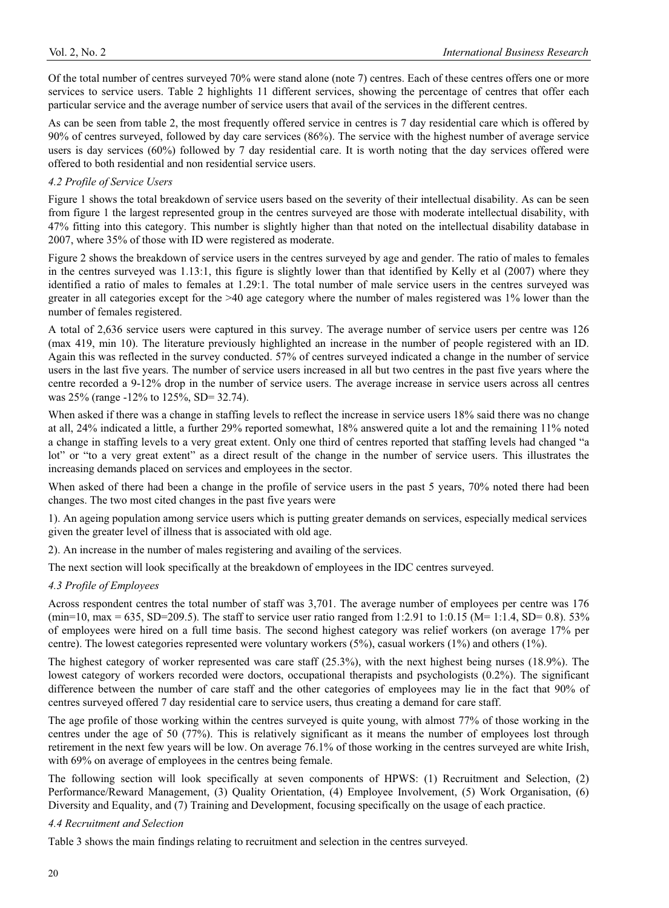Of the total number of centres surveyed 70% were stand alone (note 7) centres. Each of these centres offers one or more services to service users. Table 2 highlights 11 different services, showing the percentage of centres that offer each particular service and the average number of service users that avail of the services in the different centres.

As can be seen from table 2, the most frequently offered service in centres is 7 day residential care which is offered by 90% of centres surveyed, followed by day care services (86%). The service with the highest number of average service users is day services (60%) followed by 7 day residential care. It is worth noting that the day services offered were offered to both residential and non residential service users.

### *4.2 Profile of Service Users*

Figure 1 shows the total breakdown of service users based on the severity of their intellectual disability. As can be seen from figure 1 the largest represented group in the centres surveyed are those with moderate intellectual disability, with 47% fitting into this category. This number is slightly higher than that noted on the intellectual disability database in 2007, where 35% of those with ID were registered as moderate.

Figure 2 shows the breakdown of service users in the centres surveyed by age and gender. The ratio of males to females in the centres surveyed was 1.13:1, this figure is slightly lower than that identified by Kelly et al (2007) where they identified a ratio of males to females at 1.29:1. The total number of male service users in the centres surveyed was greater in all categories except for the >40 age category where the number of males registered was 1% lower than the number of females registered.

A total of 2,636 service users were captured in this survey. The average number of service users per centre was 126 (max 419, min 10). The literature previously highlighted an increase in the number of people registered with an ID. Again this was reflected in the survey conducted. 57% of centres surveyed indicated a change in the number of service users in the last five years. The number of service users increased in all but two centres in the past five years where the centre recorded a 9-12% drop in the number of service users. The average increase in service users across all centres was 25% (range -12% to 125%, SD= 32.74).

When asked if there was a change in staffing levels to reflect the increase in service users 18% said there was no change at all, 24% indicated a little, a further 29% reported somewhat, 18% answered quite a lot and the remaining 11% noted a change in staffing levels to a very great extent. Only one third of centres reported that staffing levels had changed "a lot" or "to a very great extent" as a direct result of the change in the number of service users. This illustrates the increasing demands placed on services and employees in the sector.

When asked of there had been a change in the profile of service users in the past 5 years, 70% noted there had been changes. The two most cited changes in the past five years were

1). An ageing population among service users which is putting greater demands on services, especially medical services given the greater level of illness that is associated with old age.

2). An increase in the number of males registering and availing of the services.

The next section will look specifically at the breakdown of employees in the IDC centres surveyed.

### *4.3 Profile of Employees*

Across respondent centres the total number of staff was 3,701. The average number of employees per centre was 176 (min=10, max = 635, SD=209.5). The staff to service user ratio ranged from 1:2.91 to 1:0.15 (M= 1:1.4, SD= 0.8). 53% of employees were hired on a full time basis. The second highest category was relief workers (on average 17% per centre). The lowest categories represented were voluntary workers (5%), casual workers (1%) and others (1%).

The highest category of worker represented was care staff (25.3%), with the next highest being nurses (18.9%). The lowest category of workers recorded were doctors, occupational therapists and psychologists (0.2%). The significant difference between the number of care staff and the other categories of employees may lie in the fact that 90% of centres surveyed offered 7 day residential care to service users, thus creating a demand for care staff.

The age profile of those working within the centres surveyed is quite young, with almost 77% of those working in the centres under the age of 50 (77%). This is relatively significant as it means the number of employees lost through retirement in the next few years will be low. On average 76.1% of those working in the centres surveyed are white Irish, with 69% on average of employees in the centres being female.

The following section will look specifically at seven components of HPWS: (1) Recruitment and Selection, (2) Performance/Reward Management, (3) Quality Orientation, (4) Employee Involvement, (5) Work Organisation, (6) Diversity and Equality, and (7) Training and Development, focusing specifically on the usage of each practice.

### *4.4 Recruitment and Selection*

Table 3 shows the main findings relating to recruitment and selection in the centres surveyed.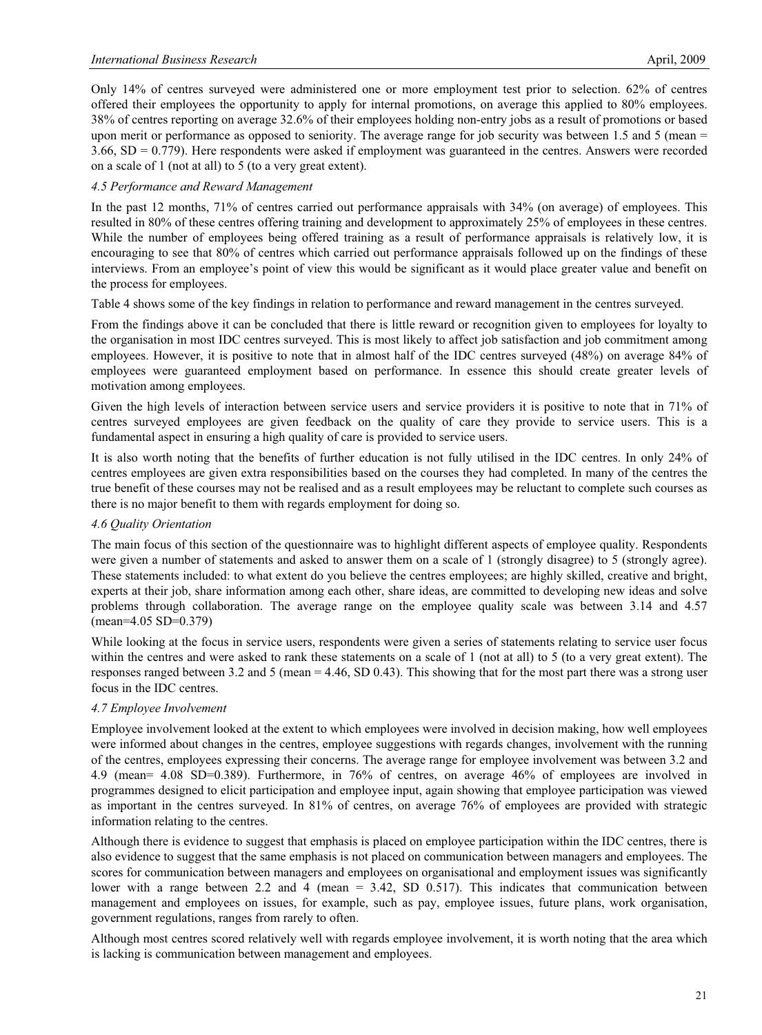Only 14% of centres surveyed were administered one or more employment test prior to selection. 62% of centres offered their employees the opportunity to apply for internal promotions, on average this applied to 80% employees. 38% of centres reporting on average 32.6% of their employees holding non-entry jobs as a result of promotions or based upon merit or performance as opposed to seniority. The average range for job security was between 1.5 and 5 (mean = 3.66, SD = 0.779). Here respondents were asked if employment was guaranteed in the centres. Answers were recorded on a scale of 1 (not at all) to 5 (to a very great extent).

### *4.5 Performance and Reward Management*

In the past 12 months, 71% of centres carried out performance appraisals with 34% (on average) of employees. This resulted in 80% of these centres offering training and development to approximately 25% of employees in these centres. While the number of employees being offered training as a result of performance appraisals is relatively low, it is encouraging to see that 80% of centres which carried out performance appraisals followed up on the findings of these interviews. From an employee's point of view this would be significant as it would place greater value and benefit on the process for employees.

Table 4 shows some of the key findings in relation to performance and reward management in the centres surveyed.

From the findings above it can be concluded that there is little reward or recognition given to employees for loyalty to the organisation in most IDC centres surveyed. This is most likely to affect job satisfaction and job commitment among employees. However, it is positive to note that in almost half of the IDC centres surveyed (48%) on average 84% of employees were guaranteed employment based on performance. In essence this should create greater levels of motivation among employees.

Given the high levels of interaction between service users and service providers it is positive to note that in 71% of centres surveyed employees are given feedback on the quality of care they provide to service users. This is a fundamental aspect in ensuring a high quality of care is provided to service users.

It is also worth noting that the benefits of further education is not fully utilised in the IDC centres. In only 24% of centres employees are given extra responsibilities based on the courses they had completed. In many of the centres the true benefit of these courses may not be realised and as a result employees may be reluctant to complete such courses as there is no major benefit to them with regards employment for doing so.

### *4.6 Quality Orientation*

The main focus of this section of the questionnaire was to highlight different aspects of employee quality. Respondents were given a number of statements and asked to answer them on a scale of 1 (strongly disagree) to 5 (strongly agree). These statements included: to what extent do you believe the centres employees; are highly skilled, creative and bright, experts at their job, share information among each other, share ideas, are committed to developing new ideas and solve problems through collaboration. The average range on the employee quality scale was between 3.14 and 4.57 (mean=4.05 SD=0.379)

While looking at the focus in service users, respondents were given a series of statements relating to service user focus within the centres and were asked to rank these statements on a scale of 1 (not at all) to 5 (to a very great extent). The responses ranged between 3.2 and 5 (mean = 4.46, SD 0.43). This showing that for the most part there was a strong user focus in the IDC centres.

### *4.7 Employee Involvement*

Employee involvement looked at the extent to which employees were involved in decision making, how well employees were informed about changes in the centres, employee suggestions with regards changes, involvement with the running of the centres, employees expressing their concerns. The average range for employee involvement was between 3.2 and 4.9 (mean= 4.08 SD=0.389). Furthermore, in 76% of centres, on average 46% of employees are involved in programmes designed to elicit participation and employee input, again showing that employee participation was viewed as important in the centres surveyed. In 81% of centres, on average 76% of employees are provided with strategic information relating to the centres.

Although there is evidence to suggest that emphasis is placed on employee participation within the IDC centres, there is also evidence to suggest that the same emphasis is not placed on communication between managers and employees. The scores for communication between managers and employees on organisational and employment issues was significantly lower with a range between 2.2 and 4 (mean = 3.42, SD 0.517). This indicates that communication between management and employees on issues, for example, such as pay, employee issues, future plans, work organisation, government regulations, ranges from rarely to often.

Although most centres scored relatively well with regards employee involvement, it is worth noting that the area which is lacking is communication between management and employees.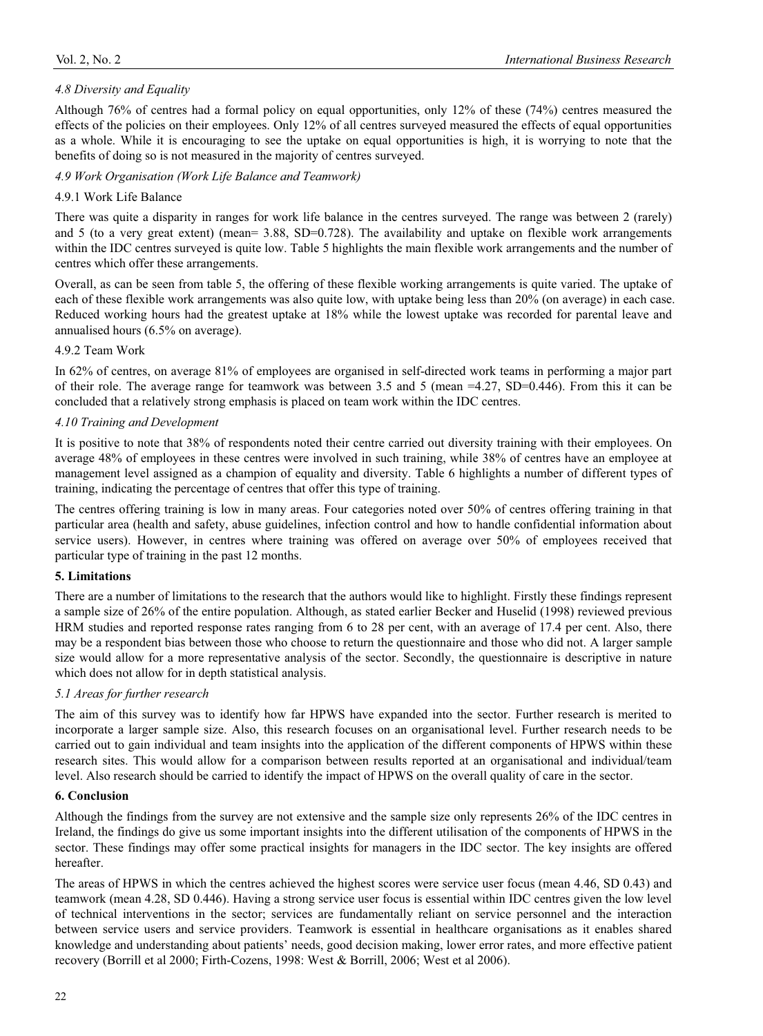### *4.8 Diversity and Equality*

Although 76% of centres had a formal policy on equal opportunities, only 12% of these (74%) centres measured the effects of the policies on their employees. Only 12% of all centres surveyed measured the effects of equal opportunities as a whole. While it is encouraging to see the uptake on equal opportunities is high, it is worrying to note that the benefits of doing so is not measured in the majority of centres surveyed.

### *4.9 Work Organisation (Work Life Balance and Teamwork)*

#### 4.9.1 Work Life Balance

There was quite a disparity in ranges for work life balance in the centres surveyed. The range was between 2 (rarely) and 5 (to a very great extent) (mean= 3.88, SD=0.728). The availability and uptake on flexible work arrangements within the IDC centres surveyed is quite low. Table 5 highlights the main flexible work arrangements and the number of centres which offer these arrangements.

Overall, as can be seen from table 5, the offering of these flexible working arrangements is quite varied. The uptake of each of these flexible work arrangements was also quite low, with uptake being less than 20% (on average) in each case. Reduced working hours had the greatest uptake at 18% while the lowest uptake was recorded for parental leave and annualised hours (6.5% on average).

#### 4.9.2 Team Work

In 62% of centres, on average 81% of employees are organised in self-directed work teams in performing a major part of their role. The average range for teamwork was between 3.5 and 5 (mean =4.27, SD=0.446). From this it can be concluded that a relatively strong emphasis is placed on team work within the IDC centres.

### *4.10 Training and Development*

It is positive to note that 38% of respondents noted their centre carried out diversity training with their employees. On average 48% of employees in these centres were involved in such training, while 38% of centres have an employee at management level assigned as a champion of equality and diversity. Table 6 highlights a number of different types of training, indicating the percentage of centres that offer this type of training.

The centres offering training is low in many areas. Four categories noted over 50% of centres offering training in that particular area (health and safety, abuse guidelines, infection control and how to handle confidential information about service users). However, in centres where training was offered on average over 50% of employees received that particular type of training in the past 12 months.

## **5. Limitations**

There are a number of limitations to the research that the authors would like to highlight. Firstly these findings represent a sample size of 26% of the entire population. Although, as stated earlier Becker and Huselid (1998) reviewed previous HRM studies and reported response rates ranging from 6 to 28 per cent, with an average of 17.4 per cent. Also, there may be a respondent bias between those who choose to return the questionnaire and those who did not. A larger sample size would allow for a more representative analysis of the sector. Secondly, the questionnaire is descriptive in nature which does not allow for in depth statistical analysis.

### *5.1 Areas for further research*

The aim of this survey was to identify how far HPWS have expanded into the sector. Further research is merited to incorporate a larger sample size. Also, this research focuses on an organisational level. Further research needs to be carried out to gain individual and team insights into the application of the different components of HPWS within these research sites. This would allow for a comparison between results reported at an organisational and individual/team level. Also research should be carried to identify the impact of HPWS on the overall quality of care in the sector.

## **6. Conclusion**

Although the findings from the survey are not extensive and the sample size only represents 26% of the IDC centres in Ireland, the findings do give us some important insights into the different utilisation of the components of HPWS in the sector. These findings may offer some practical insights for managers in the IDC sector. The key insights are offered hereafter.

The areas of HPWS in which the centres achieved the highest scores were service user focus (mean 4.46, SD 0.43) and teamwork (mean 4.28, SD 0.446). Having a strong service user focus is essential within IDC centres given the low level of technical interventions in the sector; services are fundamentally reliant on service personnel and the interaction between service users and service providers. Teamwork is essential in healthcare organisations as it enables shared knowledge and understanding about patients' needs, good decision making, lower error rates, and more effective patient recovery (Borrill et al 2000; Firth-Cozens, 1998: West & Borrill, 2006; West et al 2006).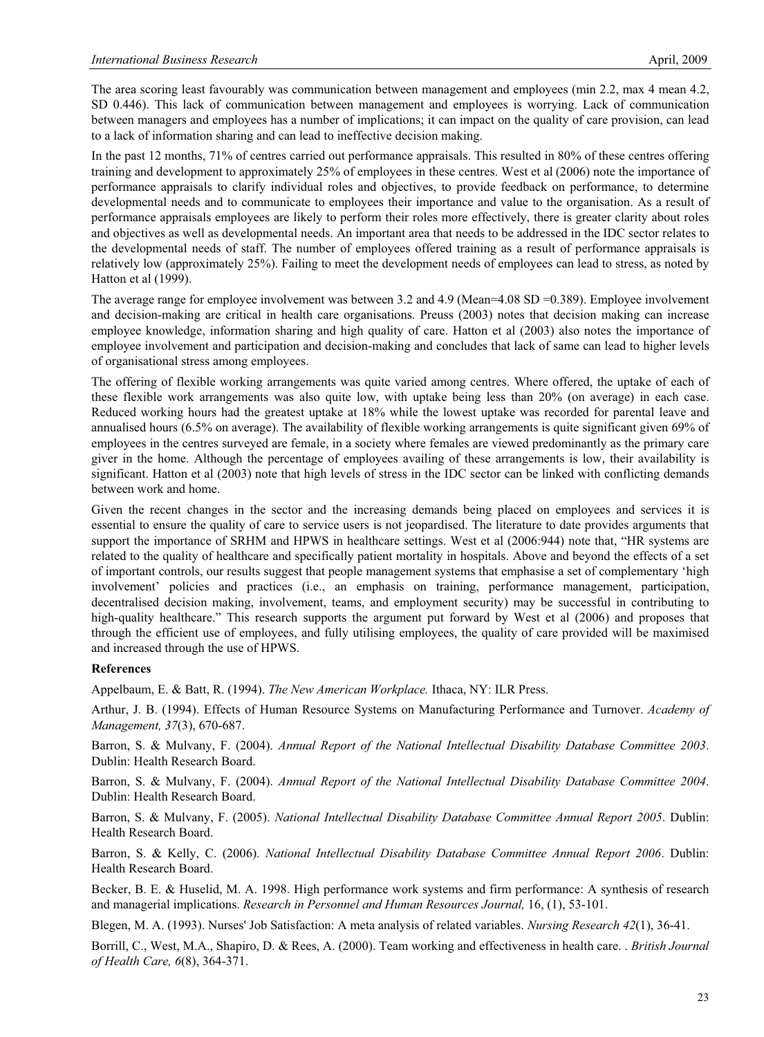The area scoring least favourably was communication between management and employees (min 2.2, max 4 mean 4.2, SD 0.446). This lack of communication between management and employees is worrying. Lack of communication between managers and employees has a number of implications; it can impact on the quality of care provision, can lead to a lack of information sharing and can lead to ineffective decision making.

In the past 12 months, 71% of centres carried out performance appraisals. This resulted in 80% of these centres offering training and development to approximately 25% of employees in these centres. West et al (2006) note the importance of performance appraisals to clarify individual roles and objectives, to provide feedback on performance, to determine developmental needs and to communicate to employees their importance and value to the organisation. As a result of performance appraisals employees are likely to perform their roles more effectively, there is greater clarity about roles and objectives as well as developmental needs. An important area that needs to be addressed in the IDC sector relates to the developmental needs of staff. The number of employees offered training as a result of performance appraisals is relatively low (approximately 25%). Failing to meet the development needs of employees can lead to stress, as noted by Hatton et al (1999).

The average range for employee involvement was between 3.2 and 4.9 (Mean=4.08 SD =0.389). Employee involvement and decision-making are critical in health care organisations. Preuss (2003) notes that decision making can increase employee knowledge, information sharing and high quality of care. Hatton et al (2003) also notes the importance of employee involvement and participation and decision-making and concludes that lack of same can lead to higher levels of organisational stress among employees.

The offering of flexible working arrangements was quite varied among centres. Where offered, the uptake of each of these flexible work arrangements was also quite low, with uptake being less than 20% (on average) in each case. Reduced working hours had the greatest uptake at 18% while the lowest uptake was recorded for parental leave and annualised hours (6.5% on average). The availability of flexible working arrangements is quite significant given 69% of employees in the centres surveyed are female, in a society where females are viewed predominantly as the primary care giver in the home. Although the percentage of employees availing of these arrangements is low, their availability is significant. Hatton et al (2003) note that high levels of stress in the IDC sector can be linked with conflicting demands between work and home.

Given the recent changes in the sector and the increasing demands being placed on employees and services it is essential to ensure the quality of care to service users is not jeopardised. The literature to date provides arguments that support the importance of SRHM and HPWS in healthcare settings. West et al (2006:944) note that, "HR systems are related to the quality of healthcare and specifically patient mortality in hospitals. Above and beyond the effects of a set of important controls, our results suggest that people management systems that emphasise a set of complementary 'high involvement' policies and practices (i.e., an emphasis on training, performance management, participation, decentralised decision making, involvement, teams, and employment security) may be successful in contributing to high-quality healthcare." This research supports the argument put forward by West et al (2006) and proposes that through the efficient use of employees, and fully utilising employees, the quality of care provided will be maximised and increased through the use of HPWS.

## References

Appelbaum, E. & Batt, R. (1994). *The New American Workplace.* Ithaca, NY: ILR Press.

Arthur, J. B. (1994). Effects of Human Resource Systems on Manufacturing Performance and Turnover. *Academy of Management, 37*(3), 670-687.

Barron, S. & Mulvany, F. (2004). *Annual Report of the National Intellectual Disability Database Committee 2003*. Dublin: Health Research Board.

Barron, S. & Mulvany, F. (2004). *Annual Report of the National Intellectual Disability Database Committee 2004*. Dublin: Health Research Board.

Barron, S. & Mulvany, F. (2005). *National Intellectual Disability Database Committee Annual Report 2005*. Dublin: Health Research Board.

Barron, S. & Kelly, C. (2006). *National Intellectual Disability Database Committee Annual Report 2006*. Dublin: Health Research Board.

Becker, B. E. & Huselid, M. A. 1998. High performance work systems and firm performance: A synthesis of research and managerial implications. *Research in Personnel and Human Resources Journal,* 16, (1), 53-101.

Blegen, M. A. (1993). Nurses' Job Satisfaction: A meta analysis of related variables. *Nursing Research 42*(1), 36-41.

Borrill, C., West, M.A., Shapiro, D. & Rees, A. (2000). Team working and effectiveness in health care. . *British Journal of Health Care, 6*(8), 364-371.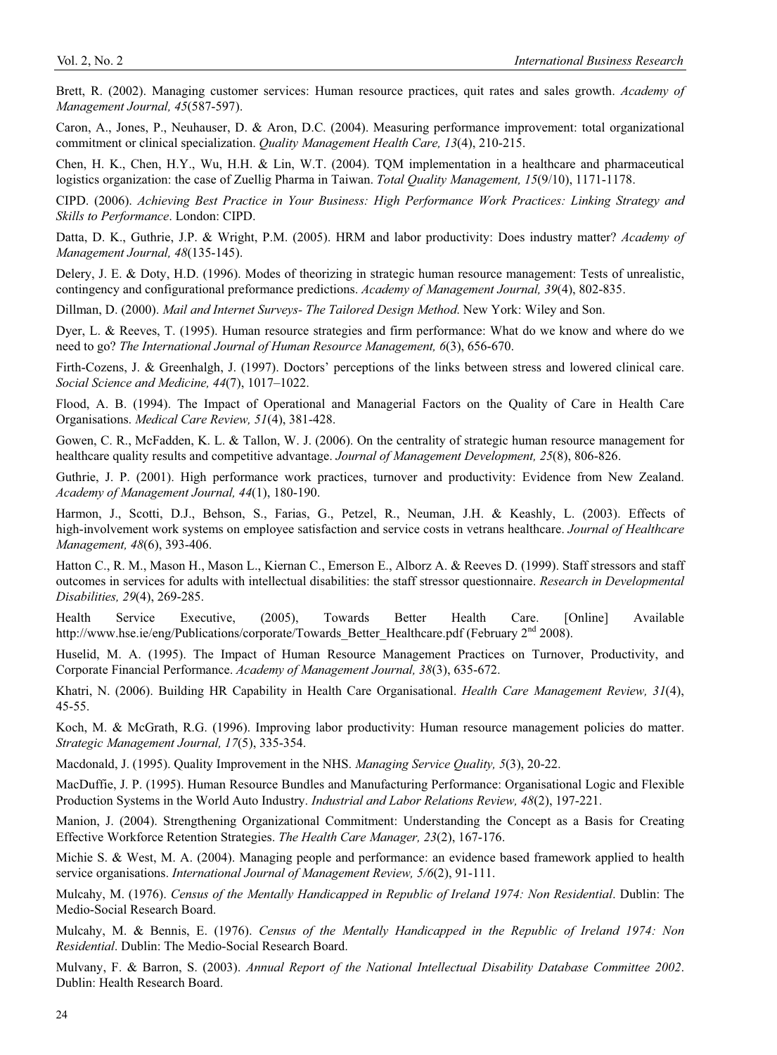Brett, R. (2002). Managing customer services: Human resource practices, quit rates and sales growth. *Academy of Management Journal, 45*(587-597).

Caron, A., Jones, P., Neuhauser, D. & Aron, D.C. (2004). Measuring performance improvement: total organizational commitment or clinical specialization. *Quality Management Health Care, 13*(4), 210-215.

Chen, H. K., Chen, H.Y., Wu, H.H. & Lin, W.T. (2004). TQM implementation in a healthcare and pharmaceutical logistics organization: the case of Zuellig Pharma in Taiwan. *Total Quality Management, 15*(9/10), 1171-1178.

CIPD. (2006). *Achieving Best Practice in Your Business: High Performance Work Practices: Linking Strategy and Skills to Performance*. London: CIPD.

Datta, D. K., Guthrie, J.P. & Wright, P.M. (2005). HRM and labor productivity: Does industry matter? *Academy of Management Journal, 48*(135-145).

Delery, J. E. & Doty, H.D. (1996). Modes of theorizing in strategic human resource management: Tests of unrealistic, contingency and configurational preformance predictions. *Academy of Management Journal, 39*(4), 802-835.

Dillman, D. (2000). *Mail and Internet Surveys- The Tailored Design Method*. New York: Wiley and Son.

Dyer, L. & Reeves, T. (1995). Human resource strategies and firm performance: What do we know and where do we need to go? *The International Journal of Human Resource Management, 6*(3), 656-670.

Firth-Cozens, J. & Greenhalgh, J. (1997). Doctors' perceptions of the links between stress and lowered clinical care. *Social Science and Medicine, 44*(7), 1017–1022.

Flood, A. B. (1994). The Impact of Operational and Managerial Factors on the Quality of Care in Health Care Organisations. *Medical Care Review, 51*(4), 381-428.

Gowen, C. R., McFadden, K. L. & Tallon, W. J. (2006). On the centrality of strategic human resource management for healthcare quality results and competitive advantage. *Journal of Management Development, 25*(8), 806-826.

Guthrie, J. P. (2001). High performance work practices, turnover and productivity: Evidence from New Zealand. *Academy of Management Journal, 44*(1), 180-190.

Harmon, J., Scotti, D.J., Behson, S., Farias, G., Petzel, R., Neuman, J.H. & Keashly, L. (2003). Effects of high-involvement work systems on employee satisfaction and service costs in vetrans healthcare. *Journal of Healthcare Management, 48*(6), 393-406.

Hatton C., R. M., Mason H., Mason L., Kiernan C., Emerson E., Alborz A. & Reeves D. (1999). Staff stressors and staff outcomes in services for adults with intellectual disabilities: the staff stressor questionnaire. *Research in Developmental Disabilities, 29*(4), 269-285.

Health Service Executive, (2005), Towards Better Health Care. [Online] Available http://www.hse.ie/eng/Publications/corporate/Towards_Better_Healthcare.pdf (February 2nd 2008).

Huselid, M. A. (1995). The Impact of Human Resource Management Practices on Turnover, Productivity, and Corporate Financial Performance. *Academy of Management Journal, 38*(3), 635-672.

Khatri, N. (2006). Building HR Capability in Health Care Organisational. *Health Care Management Review, 31*(4), 45-55.

Koch, M. & McGrath, R.G. (1996). Improving labor productivity: Human resource management policies do matter. *Strategic Management Journal, 17*(5), 335-354.

Macdonald, J. (1995). Quality Improvement in the NHS. *Managing Service Quality, 5*(3), 20-22.

MacDuffie, J. P. (1995). Human Resource Bundles and Manufacturing Performance: Organisational Logic and Flexible Production Systems in the World Auto Industry. *Industrial and Labor Relations Review, 48*(2), 197-221.

Manion, J. (2004). Strengthening Organizational Commitment: Understanding the Concept as a Basis for Creating Effective Workforce Retention Strategies. *The Health Care Manager, 23*(2), 167-176.

Michie S. & West, M. A. (2004). Managing people and performance: an evidence based framework applied to health service organisations. *International Journal of Management Review, 5/6*(2), 91-111.

Mulcahy, M. (1976). *Census of the Mentally Handicapped in Republic of Ireland 1974: Non Residential*. Dublin: The Medio-Social Research Board.

Mulcahy, M. & Bennis, E. (1976). *Census of the Mentally Handicapped in the Republic of Ireland 1974: Non Residential*. Dublin: The Medio-Social Research Board.

Mulvany, F. & Barron, S. (2003). *Annual Report of the National Intellectual Disability Database Committee 2002*. Dublin: Health Research Board.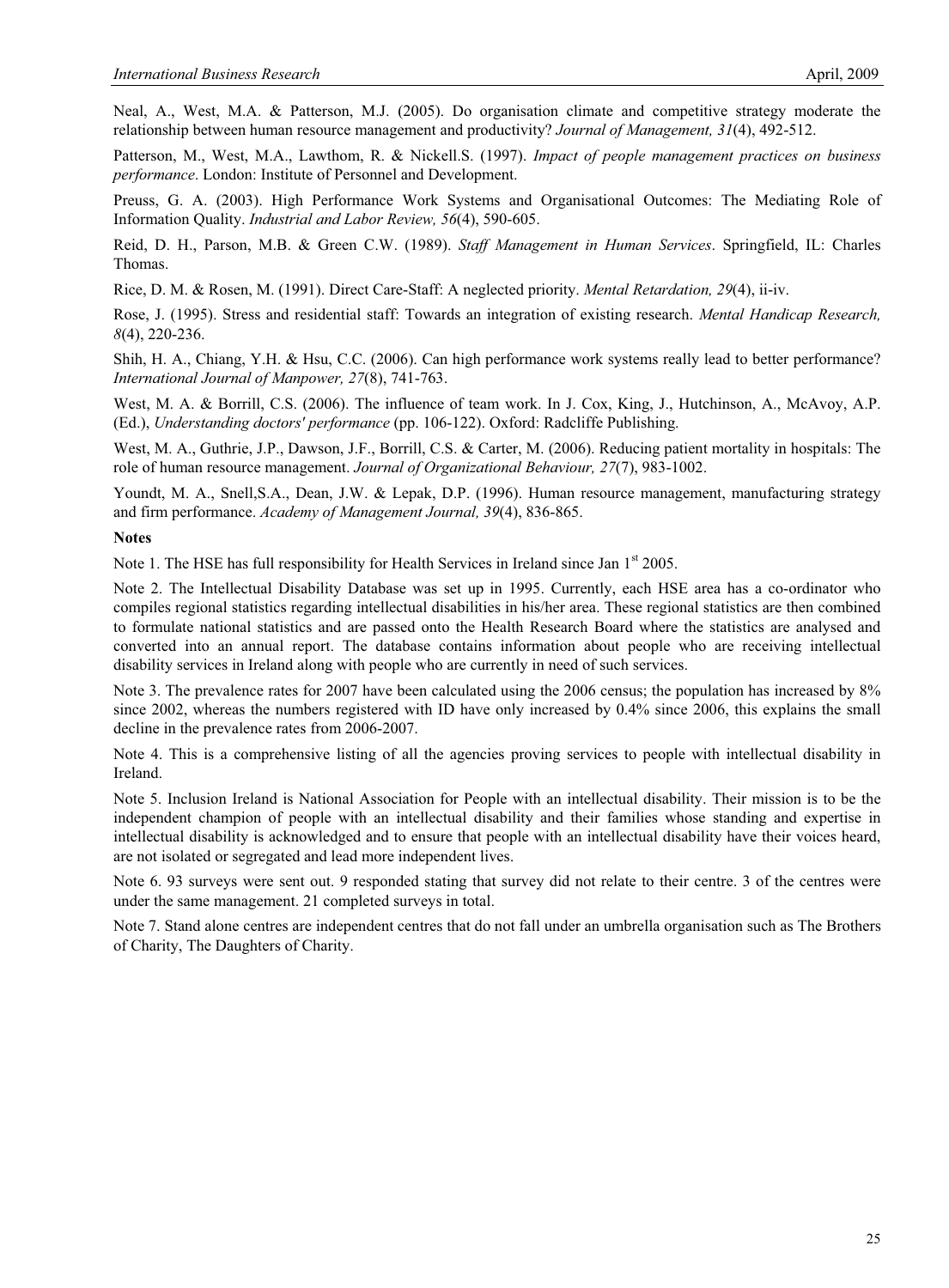Neal, A., West, M.A. & Patterson, M.J. (2005). Do organisation climate and competitive strategy moderate the relationship between human resource management and productivity? *Journal of Management, 31*(4), 492-512.

Patterson, M., West, M.A., Lawthom, R. & Nickell.S. (1997). *Impact of people management practices on business performance*. London: Institute of Personnel and Development.

Preuss, G. A. (2003). High Performance Work Systems and Organisational Outcomes: The Mediating Role of Information Quality. *Industrial and Labor Review, 56*(4), 590-605.

Reid, D. H., Parson, M.B. & Green C.W. (1989). *Staff Management in Human Services*. Springfield, IL: Charles Thomas.

Rice, D. M. & Rosen, M. (1991). Direct Care-Staff: A neglected priority. *Mental Retardation, 29*(4), ii-iv.

Rose, J. (1995). Stress and residential staff: Towards an integration of existing research. *Mental Handicap Research, 8*(4), 220-236.

Shih, H. A., Chiang, Y.H. & Hsu, C.C. (2006). Can high performance work systems really lead to better performance? *International Journal of Manpower, 27*(8), 741-763.

West, M. A. & Borrill, C.S. (2006). The influence of team work. In J. Cox, King, J., Hutchinson, A., McAvoy, A.P. (Ed.), *Understanding doctors' performance* (pp. 106-122). Oxford: Radcliffe Publishing.

West, M. A., Guthrie, J.P., Dawson, J.F., Borrill, C.S. & Carter, M. (2006). Reducing patient mortality in hospitals: The role of human resource management. *Journal of Organizational Behaviour, 27*(7), 983-1002.

Youndt, M. A., Snell,S.A., Dean, J.W. & Lepak, D.P. (1996). Human resource management, manufacturing strategy and firm performance. *Academy of Management Journal, 39*(4), 836-865.

**Notes**

Note 1. The HSE has full responsibility for Health Services in Ireland since Jan 1st 2005.

Note 2. The Intellectual Disability Database was set up in 1995. Currently, each HSE area has a co-ordinator who compiles regional statistics regarding intellectual disabilities in his/her area. These regional statistics are then combined to formulate national statistics and are passed onto the Health Research Board where the statistics are analysed and converted into an annual report. The database contains information about people who are receiving intellectual disability services in Ireland along with people who are currently in need of such services.

Note 3. The prevalence rates for 2007 have been calculated using the 2006 census; the population has increased by 8% since 2002, whereas the numbers registered with ID have only increased by 0.4% since 2006, this explains the small decline in the prevalence rates from 2006-2007.

Note 4. This is a comprehensive listing of all the agencies proving services to people with intellectual disability in Ireland.

Note 5. Inclusion Ireland is National Association for People with an intellectual disability. Their mission is to be the independent champion of people with an intellectual disability and their families whose standing and expertise in intellectual disability is acknowledged and to ensure that people with an intellectual disability have their voices heard, are not isolated or segregated and lead more independent lives.

Note 6. 93 surveys were sent out. 9 responded stating that survey did not relate to their centre. 3 of the centres were under the same management. 21 completed surveys in total.

Note 7. Stand alone centres are independent centres that do not fall under an umbrella organisation such as The Brothers of Charity, The Daughters of Charity.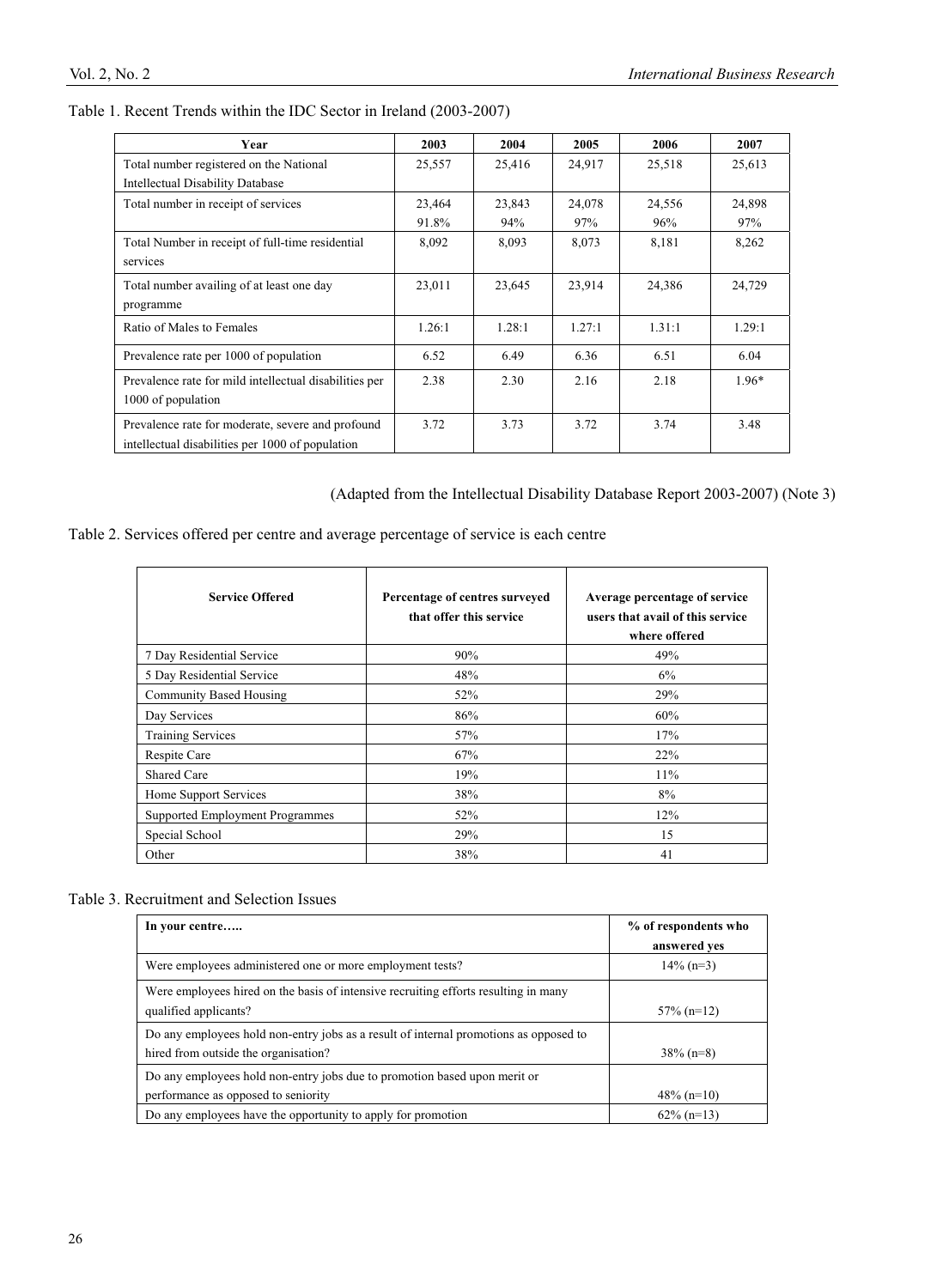Table 1. Recent Trends within the IDC Sector in Ireland (2003-2007)

| Year | 2003 | 2004 | 2005 | 2006 | 2007 |
|---|---|---|---|---|---|
| Total number registered on the National Intellectual Disability Database | 25,557 | 25,416 | 24,917 | 25,518 | 25,613 |
| Total number in receipt of services | 23,464<br>91.8% | 23,843<br>94% | 24,078<br>97% | 24,556<br>96% | 24,898<br>97% |
| Total Number in receipt of full-time residential services | 8,092 | 8,093 | 8,073 | 8,181 | 8,262 |
| Total number availing of at least one day programme | 23,011 | 23,645 | 23,914 | 24,386 | 24,729 |
| Ratio of Males to Females | 1.26:1 | 1.28:1 | 1.27:1 | 1.31:1 | 1.29:1 |
| Prevalence rate per 1000 of population | 6.52 | 6.49 | 6.36 | 6.51 | 6.04 |
| Prevalence rate for mild intellectual disabilities per 1000 of population | 2.38 | 2.30 | 2.16 | 2.18 | 1.96* |
| Prevalence rate for moderate, severe and profound intellectual disabilities per 1000 of population | 3.72 | 3.73 | 3.72 | 3.74 | 3.48 |

(Adapted from the Intellectual Disability Database Report 2003-2007) (Note 3)

Table 2. Services offered per centre and average percentage of service is each centre

| Service Offered | Percentage of centres surveyed that offer this service | Average percentage of service users that avail of this service where offered |
|---|---|---|
| 7 Day Residential Service | 90% | 49% |
| 5 Day Residential Service | 48% | 6% |
| Community Based Housing | 52% | 29% |
| Day Services | 86% | 60% |
| Training Services | 57% | 17% |
| Respite Care | 67% | 22% |
| Shared Care | 19% | 11% |
| Home Support Services | 38% | 8% |
| Supported Employment Programmes | 52% | 12% |
| Special School | 29% | 15 |
| Other | 38% | 41 |

Table 3. Recruitment and Selection Issues

| In your centre….. | % of respondents who answered yes |
|---|---|
| Were employees administered one or more employment tests? | 14% (n=3) |
| Were employees hired on the basis of intensive recruiting efforts resulting in many qualified applicants? | 57% (n=12) |
| Do any employees hold non-entry jobs as a result of internal promotions as opposed to hired from outside the organisation? | 38% (n=8) |
| Do any employees hold non-entry jobs due to promotion based upon merit or performance as opposed to seniority | 48% (n=10) |
| Do any employees have the opportunity to apply for promotion | 62% (n=13) |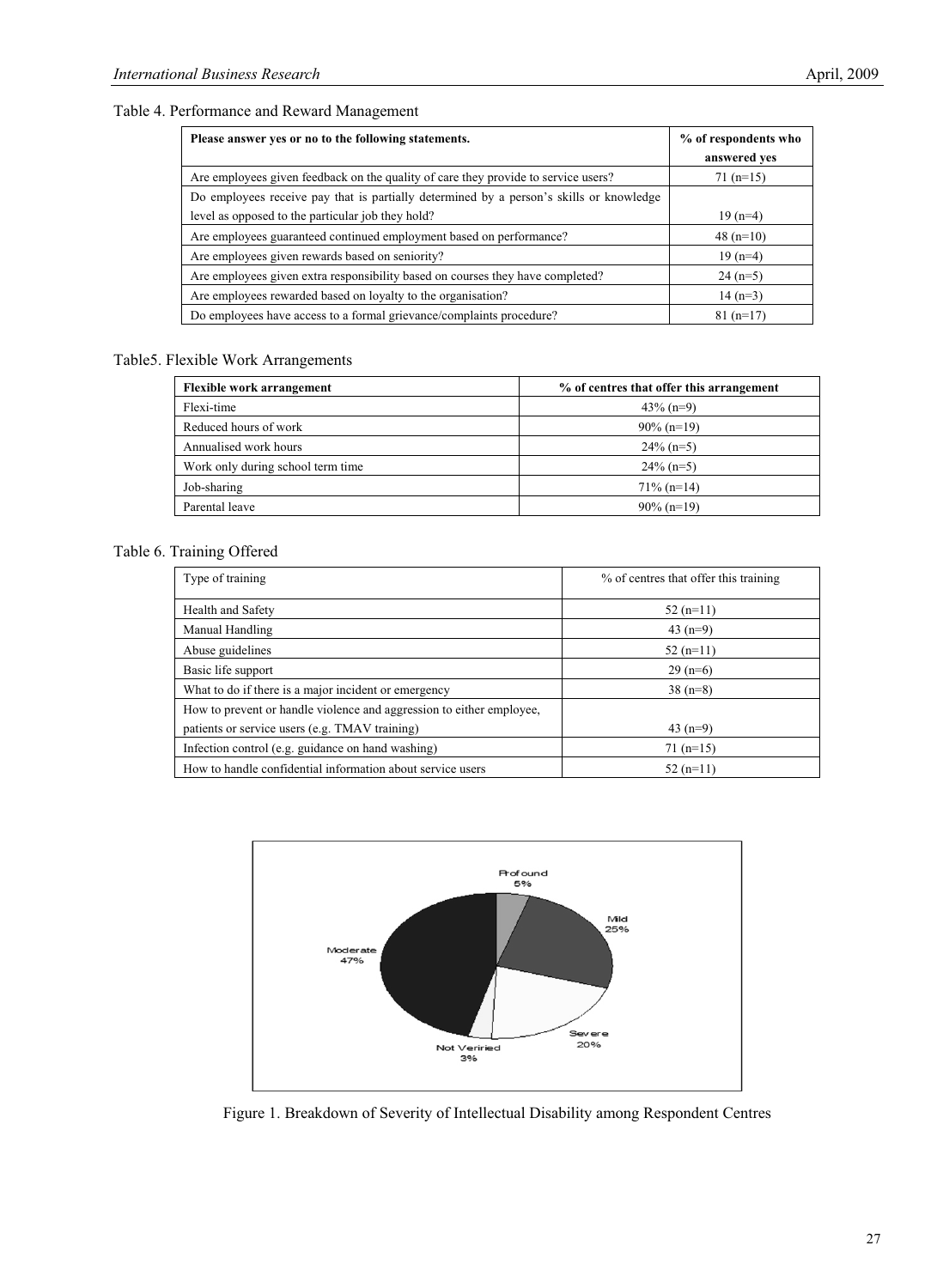Table 4. Performance and Reward Management

| Please answer yes or no to the following statements. | % of respondents who answered yes |
|---|---|
| Are employees given feedback on the quality of care they provide to service users? | 71 (n=15) |
| Do employees receive pay that is partially determined by a person's skills or knowledge level as opposed to the particular job they hold? | 19 (n=4) |
| Are employees guaranteed continued employment based on performance? | 48 (n=10) |
| Are employees given rewards based on seniority? | 19 (n=4) |
| Are employees given extra responsibility based on courses they have completed? | 24 (n=5) |
| Are employees rewarded based on loyalty to the organisation? | 14 (n=3) |
| Do employees have access to a formal grievance/complaints procedure? | 81 (n=17) |

Table5. Flexible Work Arrangements

| Flexible work arrangement | % of centres that offer this arrangement |
|---|---|
| Flexi-time | 43% (n=9) |
| Reduced hours of work | 90% (n=19) |
| Annualised work hours | 24% (n=5) |
| Work only during school term time | 24% (n=5) |
| Job-sharing | 71% (n=14) |
| Parental leave | 90% (n=19) |

Table 6. Training Offered

| Type of training | % of centres that offer this training |
|---|---|
| Health and Safety | 52 (n=11) |
| Manual Handling | 43 (n=9) |
| Abuse guidelines | 52 (n=11) |
| Basic life support | 29 (n=6) |
| What to do if there is a major incident or emergency | 38 (n=8) |
| How to prevent or handle violence and aggression to either employee, patients or service users (e.g. TMAV training) | 43 (n=9) |
| Infection control (e.g. guidance on hand washing) | 71 (n=15) |
| How to handle confidential information about service users | 52 (n=11) |

Profound 5%, Mild 25%, Severe 20%, Not Veriried 3%, Moderate 47%

Figure 1. Breakdown of Severity of Intellectual Disability among Respondent Centres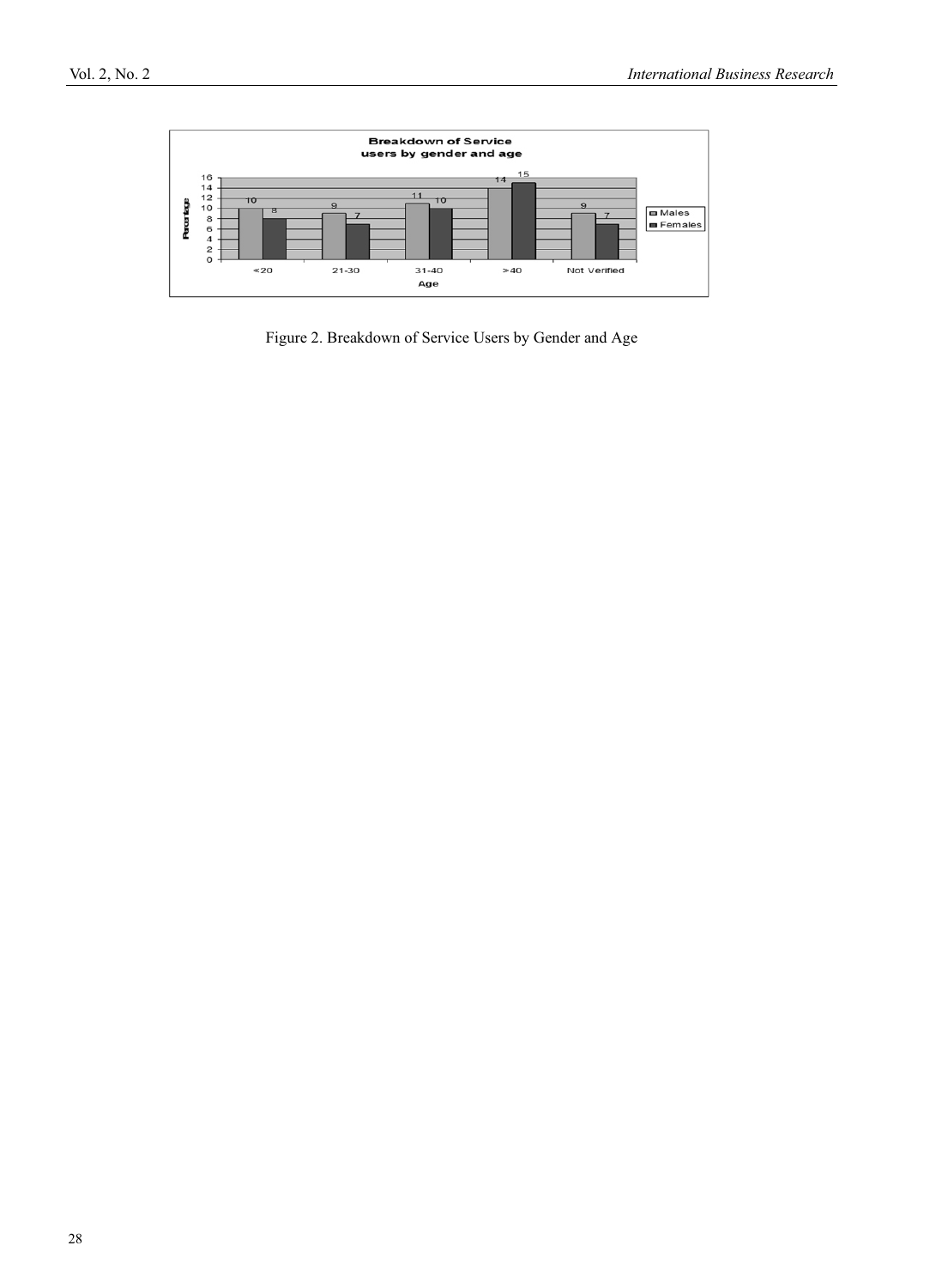Breakdown of Service
users by gender and age

Percentage

16
14
12
10
8
6
4
2
0

10 8
9 7
11 10
14 15
9 7

<20
21-30
31-40
>40
Not Verified

Age

Males
Females

Figure 2. Breakdown of Service Users by Gender and Age